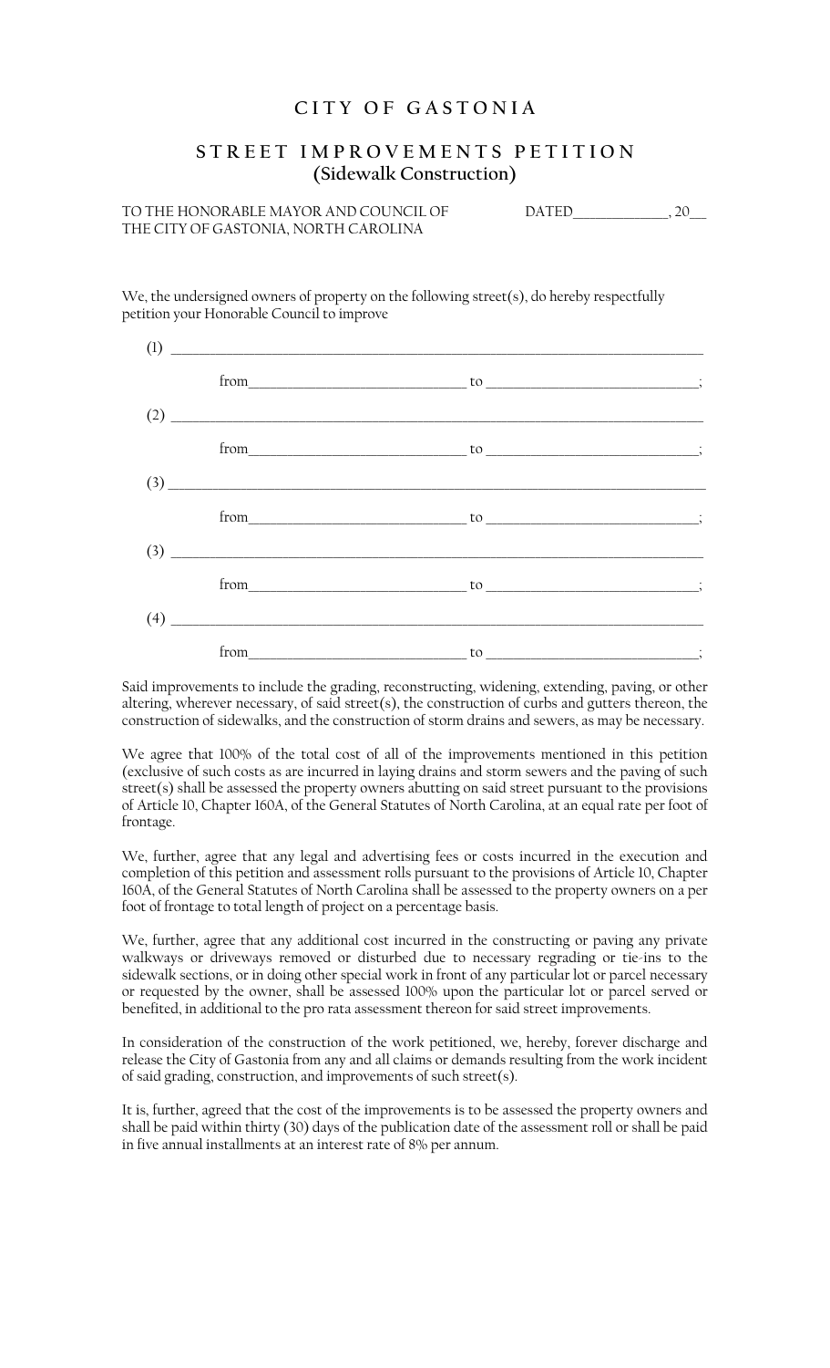# CITY OF GASTONIA

## STREET IMPROVEMENTS PETITION
## (Sidewalk Construction)

TO THE HONORABLE MAYOR AND COUNCIL OF THE CITY OF GASTONIA, NORTH CAROLINA

DATED______________, 20___

We, the undersigned owners of property on the following street(s), do hereby respectfully petition your Honorable Council to improve

(1) ________________________________________________________________________________

from ______________________________ to ______________________________;

(2) ________________________________________________________________________________

from ______________________________ to ______________________________;

(3) ________________________________________________________________________________

from ______________________________ to ______________________________;

(3) ________________________________________________________________________________

from ______________________________ to ______________________________;

(4) ________________________________________________________________________________

from ______________________________ to ______________________________;

Said improvements to include the grading, reconstructing, widening, extending, paving, or other altering, wherever necessary, of said street(s), the construction of curbs and gutters thereon, the construction of sidewalks, and the construction of storm drains and sewers, as may be necessary.

We agree that 100% of the total cost of all of the improvements mentioned in this petition (exclusive of such costs as are incurred in laying drains and storm sewers and the paving of such street(s) shall be assessed the property owners abutting on said street pursuant to the provisions of Article 10, Chapter 160A, of the General Statutes of North Carolina, at an equal rate per foot of frontage.

We, further, agree that any legal and advertising fees or costs incurred in the execution and completion of this petition and assessment rolls pursuant to the provisions of Article 10, Chapter 160A, of the General Statutes of North Carolina shall be assessed to the property owners on a per foot of frontage to total length of project on a percentage basis.

We, further, agree that any additional cost incurred in the constructing or paving any private walkways or driveways removed or disturbed due to necessary regrading or tie-ins to the sidewalk sections, or in doing other special work in front of any particular lot or parcel necessary or requested by the owner, shall be assessed 100% upon the particular lot or parcel served or benefited, in additional to the pro rata assessment thereon for said street improvements.

In consideration of the construction of the work petitioned, we, hereby, forever discharge and release the City of Gastonia from any and all claims or demands resulting from the work incident of said grading, construction, and improvements of such street(s).

It is, further, agreed that the cost of the improvements is to be assessed the property owners and shall be paid within thirty (30) days of the publication date of the assessment roll or shall be paid in five annual installments at an interest rate of 8% per annum.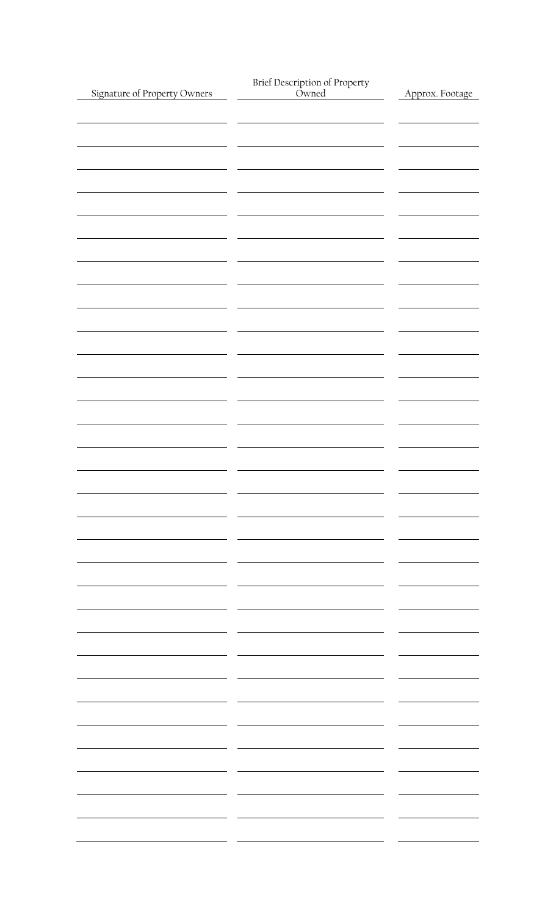| Signature of Property Owners | Brief Description of Property Owned | Approx. Footage |
| --- | --- | --- |
| | | |
| | | |
| | | |
| | | |
| | | |
| | | |
| | | |
| | | |
| | | |
| | | |
| | | |
| | | |
| | | |
| | | |
| | | |
| | | |
| | | |
| | | |
| | | |
| | | |
| | | |
| | | |
| | | |
| | | |
| | | |
| | | |
| | | |
| | | |
| | | |
| | | |
| | | |
| | | |